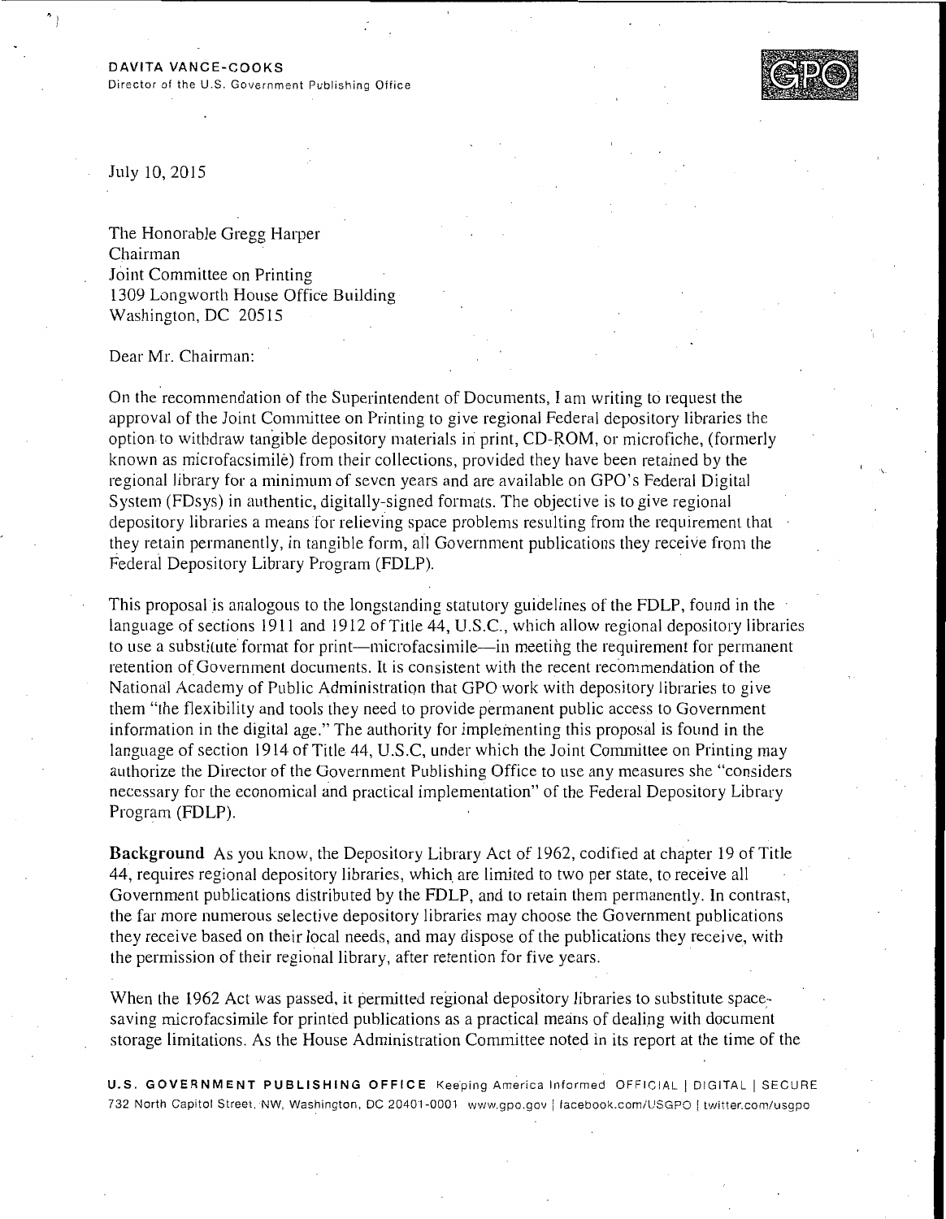**DAVITA VANCE-COOKS**
Director of the U.S. Government Publishing Office

July 10, 2015

The Honorable Gregg Harper
Chairman
Joint Committee on Printing
1309 Longworth House Office Building
Washington, DC 20515

Dear Mr. Chairman:

On the recommendation of the Superintendent of Documents, I am writing to request the approval of the Joint Committee on Printing to give regional Federal depository libraries the option to withdraw tangible depository materials in print, CD-ROM, or microfiche, (formerly known as microfacsimile) from their collections, provided they have been retained by the regional library for a minimum of seven years and are available on GPO's Federal Digital System (FDsys) in authentic, digitally-signed formats. The objective is to give regional depository libraries a means for relieving space problems resulting from the requirement that they retain permanently, in tangible form, all Government publications they receive from the Federal Depository Library Program (FDLP).

This proposal is analogous to the longstanding statutory guidelines of the FDLP, found in the language of sections 1911 and 1912 of Title 44, U.S.C., which allow regional depository libraries to use a substitute format for print—microfacsimile—in meeting the requirement for permanent retention of Government documents. It is consistent with the recent recommendation of the National Academy of Public Administration that GPO work with depository libraries to give them "the flexibility and tools they need to provide permanent public access to Government information in the digital age." The authority for implementing this proposal is found in the language of section 1914 of Title 44, U.S.C, under which the Joint Committee on Printing may authorize the Director of the Government Publishing Office to use any measures she "considers necessary for the economical and practical implementation" of the Federal Depository Library Program (FDLP).

**Background** As you know, the Depository Library Act of 1962, codified at chapter 19 of Title 44, requires regional depository libraries, which are limited to two per state, to receive all Government publications distributed by the FDLP, and to retain them permanently. In contrast, the far more numerous selective depository libraries may choose the Government publications they receive based on their local needs, and may dispose of the publications they receive, with the permission of their regional library, after retention for five years.

When the 1962 Act was passed, it permitted regional depository libraries to substitute space-saving microfacsimile for printed publications as a practical means of dealing with document storage limitations. As the House Administration Committee noted in its report at the time of the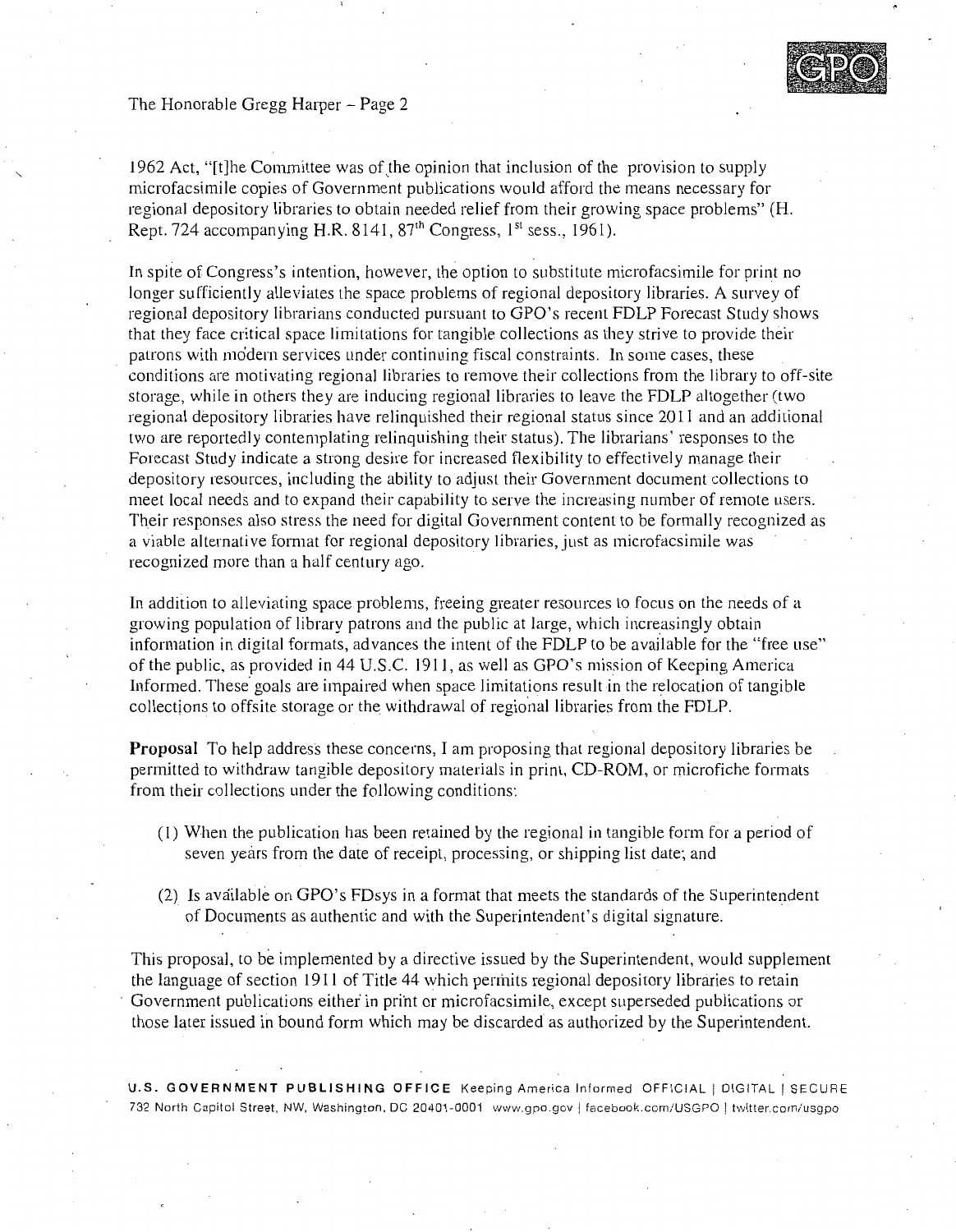1962 Act, "[t]he Committee was of the opinion that inclusion of the provision to supply microfacsimile copies of Government publications would afford the means necessary for regional depository libraries to obtain needed relief from their growing space problems" (H. Rept. 724 accompanying H.R. 8141, 87th Congress, 1st sess., 1961).

In spite of Congress's intention, however, the option to substitute microfacsimile for print no longer sufficiently alleviates the space problems of regional depository libraries. A survey of regional depository librarians conducted pursuant to GPO's recent FDLP Forecast Study shows that they face critical space limitations for tangible collections as they strive to provide their patrons with modern services under continuing fiscal constraints. In some cases, these conditions are motivating regional libraries to remove their collections from the library to off-site storage, while in others they are inducing regional libraries to leave the FDLP altogether (two regional depository libraries have relinquished their regional status since 2011 and an additional two are reportedly contemplating relinquishing their status). The librarians' responses to the Forecast Study indicate a strong desire for increased flexibility to effectively manage their depository resources, including the ability to adjust their Government document collections to meet local needs and to expand their capability to serve the increasing number of remote users. Their responses also stress the need for digital Government content to be formally recognized as a viable alternative format for regional depository libraries, just as microfacsimile was recognized more than a half century ago.

In addition to alleviating space problems, freeing greater resources to focus on the needs of a growing population of library patrons and the public at large, which increasingly obtain information in digital formats, advances the intent of the FDLP to be available for the "free use" of the public, as provided in 44 U.S.C. 1911, as well as GPO's mission of Keeping America Informed. These goals are impaired when space limitations result in the relocation of tangible collections to offsite storage or the withdrawal of regional libraries from the FDLP.

**Proposal** To help address these concerns, I am proposing that regional depository libraries be permitted to withdraw tangible depository materials in print, CD-ROM, or microfiche formats from their collections under the following conditions:

(1) When the publication has been retained by the regional in tangible form for a period of seven years from the date of receipt, processing, or shipping list date; and

(2) Is available on GPO's FDsys in a format that meets the standards of the Superintendent of Documents as authentic and with the Superintendent's digital signature.

This proposal, to be implemented by a directive issued by the Superintendent, would supplement the language of section 1911 of Title 44 which permits regional depository libraries to retain Government publications either in print or microfacsimile, except superseded publications or those later issued in bound form which may be discarded as authorized by the Superintendent.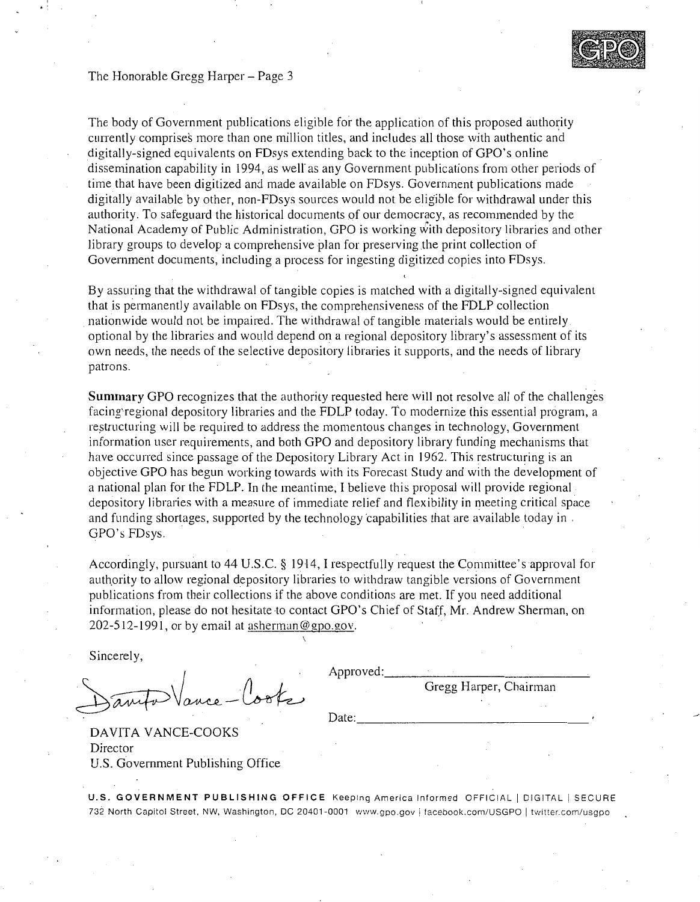The body of Government publications eligible for the application of this proposed authority currently comprises more than one million titles, and includes all those with authentic and digitally-signed equivalents on FDsys extending back to the inception of GPO's online dissemination capability in 1994, as well as any Government publications from other periods of time that have been digitized and made available on FDsys. Government publications made digitally available by other, non-FDsys sources would not be eligible for withdrawal under this authority. To safeguard the historical documents of our democracy, as recommended by the National Academy of Public Administration, GPO is working with depository libraries and other library groups to develop a comprehensive plan for preserving the print collection of Government documents, including a process for ingesting digitized copies into FDsys.

By assuring that the withdrawal of tangible copies is matched with a digitally-signed equivalent that is permanently available on FDsys, the comprehensiveness of the FDLP collection nationwide would not be impaired. The withdrawal of tangible materials would be entirely optional by the libraries and would depend on a regional depository library's assessment of its own needs, the needs of the selective depository libraries it supports, and the needs of library patrons.

**Summary** GPO recognizes that the authority requested here will not resolve all of the challenges facing regional depository libraries and the FDLP today. To modernize this essential program, a restructuring will be required to address the momentous changes in technology, Government information user requirements, and both GPO and depository library funding mechanisms that have occurred since passage of the Depository Library Act in 1962. This restructuring is an objective GPO has begun working towards with its Forecast Study and with the development of a national plan for the FDLP. In the meantime, I believe this proposal will provide regional depository libraries with a measure of immediate relief and flexibility in meeting critical space and funding shortages, supported by the technology capabilities that are available today in GPO's FDsys.

Accordingly, pursuant to 44 U.S.C. § 1914, I respectfully request the Committee's approval for authority to allow regional depository libraries to withdraw tangible versions of Government publications from their collections if the above conditions are met. If you need additional information, please do not hesitate to contact GPO's Chief of Staff, Mr. Andrew Sherman, on 202-512-1991, or by email at asherman@gpo.gov.

Sincerely,

Davita Vance-Cooks

DAVITA VANCE-COOKS
Director
U.S. Government Publishing Office

Approved:\_\_\_\_\_\_\_\_\_\_\_\_\_\_\_\_\_\_\_\_\_\_\_\_\_\_\_\_
Gregg Harper, Chairman

Date:\_\_\_\_\_\_\_\_\_\_\_\_\_\_\_\_\_\_\_\_\_\_\_\_\_\_\_\_\_\_\_\_

**U.S. GOVERNMENT PUBLISHING OFFICE** Keeping America Informed OFFICIAL | DIGITAL | SECURE
732 North Capitol Street, NW, Washington, DC 20401-0001 www.gpo.gov | facebook.com/USGPO | twitter.com/usgpo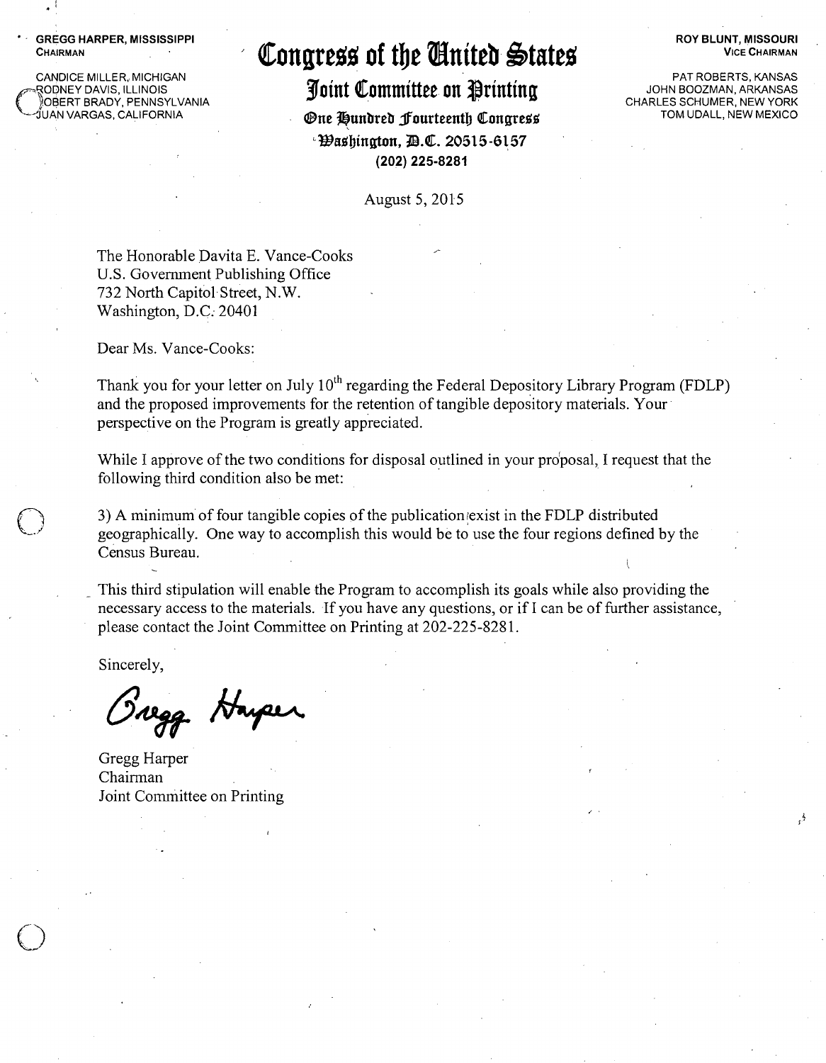GREGG HARPER, MISSISSIPPI
CHAIRMAN

CANDICE MILLER, MICHIGAN
RODNEY DAVIS, ILLINOIS
ROBERT BRADY, PENNSYLVANIA
JUAN VARGAS, CALIFORNIA

# Congress of the United States

## Joint Committee on Printing

One Hundred Fourteenth Congress
Washington, D.C. 20515-6157
(202) 225-8281

ROY BLUNT, MISSOURI
VICE CHAIRMAN

PAT ROBERTS, KANSAS
JOHN BOOZMAN, ARKANSAS
CHARLES SCHUMER, NEW YORK
TOM UDALL, NEW MEXICO

August 5, 2015

The Honorable Davita E. Vance-Cooks
U.S. Government Publishing Office
732 North Capitol Street, N.W.
Washington, D.C. 20401

Dear Ms. Vance-Cooks:

Thank you for your letter on July 10th regarding the Federal Depository Library Program (FDLP) and the proposed improvements for the retention of tangible depository materials. Your perspective on the Program is greatly appreciated.

While I approve of the two conditions for disposal outlined in your proposal, I request that the following third condition also be met:

3) A minimum of four tangible copies of the publication exist in the FDLP distributed geographically. One way to accomplish this would be to use the four regions defined by the Census Bureau.

This third stipulation will enable the Program to accomplish its goals while also providing the necessary access to the materials. If you have any questions, or if I can be of further assistance, please contact the Joint Committee on Printing at 202-225-8281.

Sincerely,

Gregg Harper

Gregg Harper
Chairman
Joint Committee on Printing